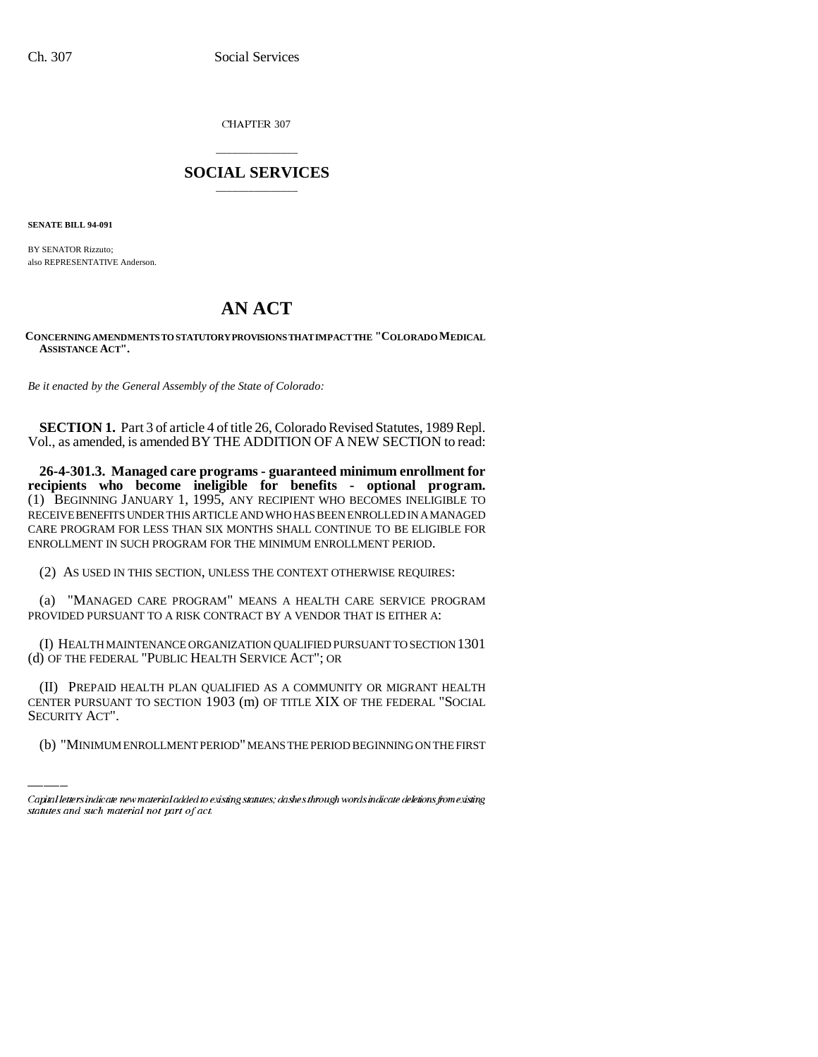CHAPTER 307

# SOCIAL SERVICES

**SENATE BILL 94-091**

BY SENATOR Rizzuto;
also REPRESENTATIVE Anderson.

# AN ACT

**CONCERNING AMENDMENTS TO STATUTORY PROVISIONS THAT IMPACT THE "COLORADO MEDICAL ASSISTANCE ACT".**

*Be it enacted by the General Assembly of the State of Colorado:*

**SECTION 1.** Part 3 of article 4 of title 26, Colorado Revised Statutes, 1989 Repl. Vol., as amended, is amended BY THE ADDITION OF A NEW SECTION to read:

**26-4-301.3. Managed care programs - guaranteed minimum enrollment for recipients who become ineligible for benefits - optional program.** (1) BEGINNING JANUARY 1, 1995, ANY RECIPIENT WHO BECOMES INELIGIBLE TO RECEIVE BENEFITS UNDER THIS ARTICLE AND WHO HAS BEEN ENROLLED IN A MANAGED CARE PROGRAM FOR LESS THAN SIX MONTHS SHALL CONTINUE TO BE ELIGIBLE FOR ENROLLMENT IN SUCH PROGRAM FOR THE MINIMUM ENROLLMENT PERIOD.

(2) AS USED IN THIS SECTION, UNLESS THE CONTEXT OTHERWISE REQUIRES:

(a) "MANAGED CARE PROGRAM" MEANS A HEALTH CARE SERVICE PROGRAM PROVIDED PURSUANT TO A RISK CONTRACT BY A VENDOR THAT IS EITHER A:

(I) HEALTH MAINTENANCE ORGANIZATION QUALIFIED PURSUANT TO SECTION 1301 (d) OF THE FEDERAL "PUBLIC HEALTH SERVICE ACT"; OR

(II) PREPAID HEALTH PLAN QUALIFIED AS A COMMUNITY OR MIGRANT HEALTH CENTER PURSUANT TO SECTION 1903 (m) OF TITLE XIX OF THE FEDERAL "SOCIAL SECURITY ACT".

(b) "MINIMUM ENROLLMENT PERIOD" MEANS THE PERIOD BEGINNING ON THE FIRST

Capital letters indicate new material added to existing statutes; dashes through words indicate deletions from existing statutes and such material not part of act.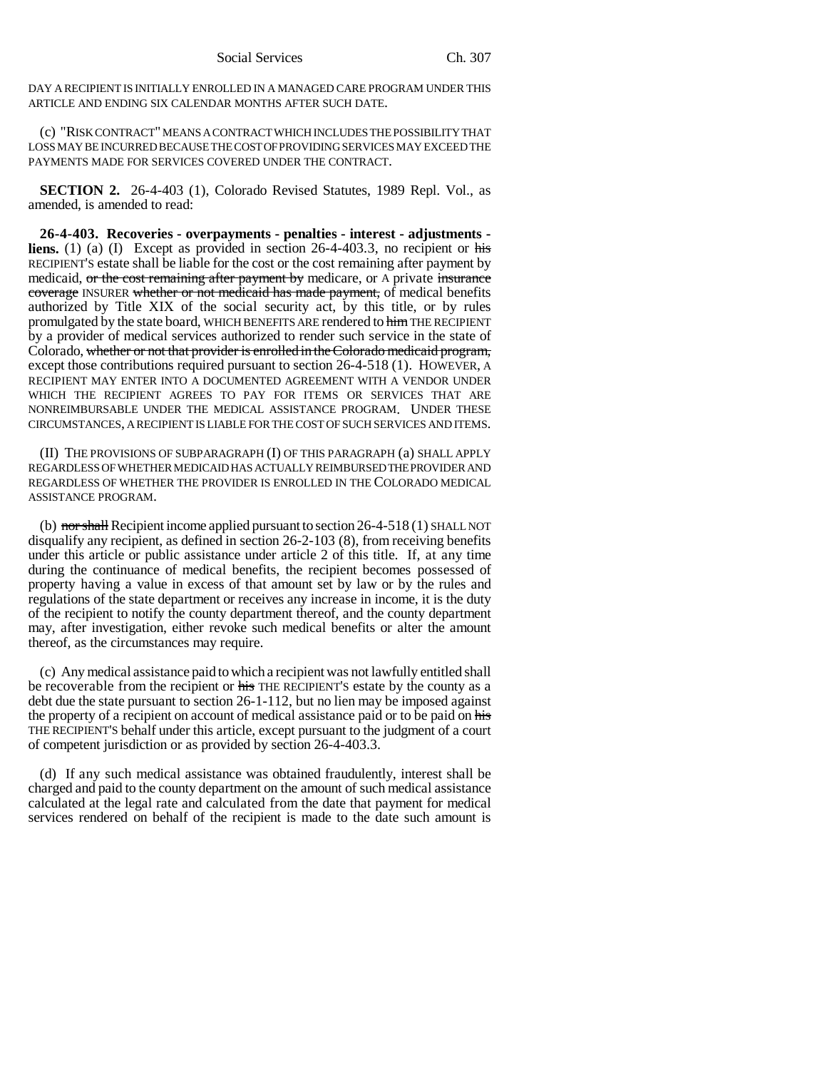DAY A RECIPIENT IS INITIALLY ENROLLED IN A MANAGED CARE PROGRAM UNDER THIS ARTICLE AND ENDING SIX CALENDAR MONTHS AFTER SUCH DATE.

(c) "RISK CONTRACT" MEANS A CONTRACT WHICH INCLUDES THE POSSIBILITY THAT LOSS MAY BE INCURRED BECAUSE THE COST OF PROVIDING SERVICES MAY EXCEED THE PAYMENTS MADE FOR SERVICES COVERED UNDER THE CONTRACT.

**SECTION 2.** 26-4-403 (1), Colorado Revised Statutes, 1989 Repl. Vol., as amended, is amended to read:

**26-4-403. Recoveries - overpayments - penalties - interest - adjustments - liens.** (1) (a) (I) Except as provided in section 26-4-403.3, no recipient or ~~his~~ RECIPIENT'S estate shall be liable for the cost or the cost remaining after payment by medicaid, ~~or the cost remaining after payment by~~ medicare, or A private ~~insurance coverage~~ INSURER ~~whether or not medicaid has made payment,~~ of medical benefits authorized by Title XIX of the social security act, by this title, or by rules promulgated by the state board, WHICH BENEFITS ARE rendered to ~~him~~ THE RECIPIENT by a provider of medical services authorized to render such service in the state of Colorado, ~~whether or not that provider is enrolled in the Colorado medicaid program,~~ except those contributions required pursuant to section 26-4-518 (1). HOWEVER, A RECIPIENT MAY ENTER INTO A DOCUMENTED AGREEMENT WITH A VENDOR UNDER WHICH THE RECIPIENT AGREES TO PAY FOR ITEMS OR SERVICES THAT ARE NONREIMBURSABLE UNDER THE MEDICAL ASSISTANCE PROGRAM. UNDER THESE CIRCUMSTANCES, A RECIPIENT IS LIABLE FOR THE COST OF SUCH SERVICES AND ITEMS.

(II) THE PROVISIONS OF SUBPARAGRAPH (I) OF THIS PARAGRAPH (a) SHALL APPLY REGARDLESS OF WHETHER MEDICAID HAS ACTUALLY REIMBURSED THE PROVIDER AND REGARDLESS OF WHETHER THE PROVIDER IS ENROLLED IN THE COLORADO MEDICAL ASSISTANCE PROGRAM.

(b) ~~nor shall~~ Recipient income applied pursuant to section 26-4-518 (1) SHALL NOT disqualify any recipient, as defined in section 26-2-103 (8), from receiving benefits under this article or public assistance under article 2 of this title. If, at any time during the continuance of medical benefits, the recipient becomes possessed of property having a value in excess of that amount set by law or by the rules and regulations of the state department or receives any increase in income, it is the duty of the recipient to notify the county department thereof, and the county department may, after investigation, either revoke such medical benefits or alter the amount thereof, as the circumstances may require.

(c) Any medical assistance paid to which a recipient was not lawfully entitled shall be recoverable from the recipient or ~~his~~ THE RECIPIENT'S estate by the county as a debt due the state pursuant to section 26-1-112, but no lien may be imposed against the property of a recipient on account of medical assistance paid or to be paid on ~~his~~ THE RECIPIENT'S behalf under this article, except pursuant to the judgment of a court of competent jurisdiction or as provided by section 26-4-403.3.

(d) If any such medical assistance was obtained fraudulently, interest shall be charged and paid to the county department on the amount of such medical assistance calculated at the legal rate and calculated from the date that payment for medical services rendered on behalf of the recipient is made to the date such amount is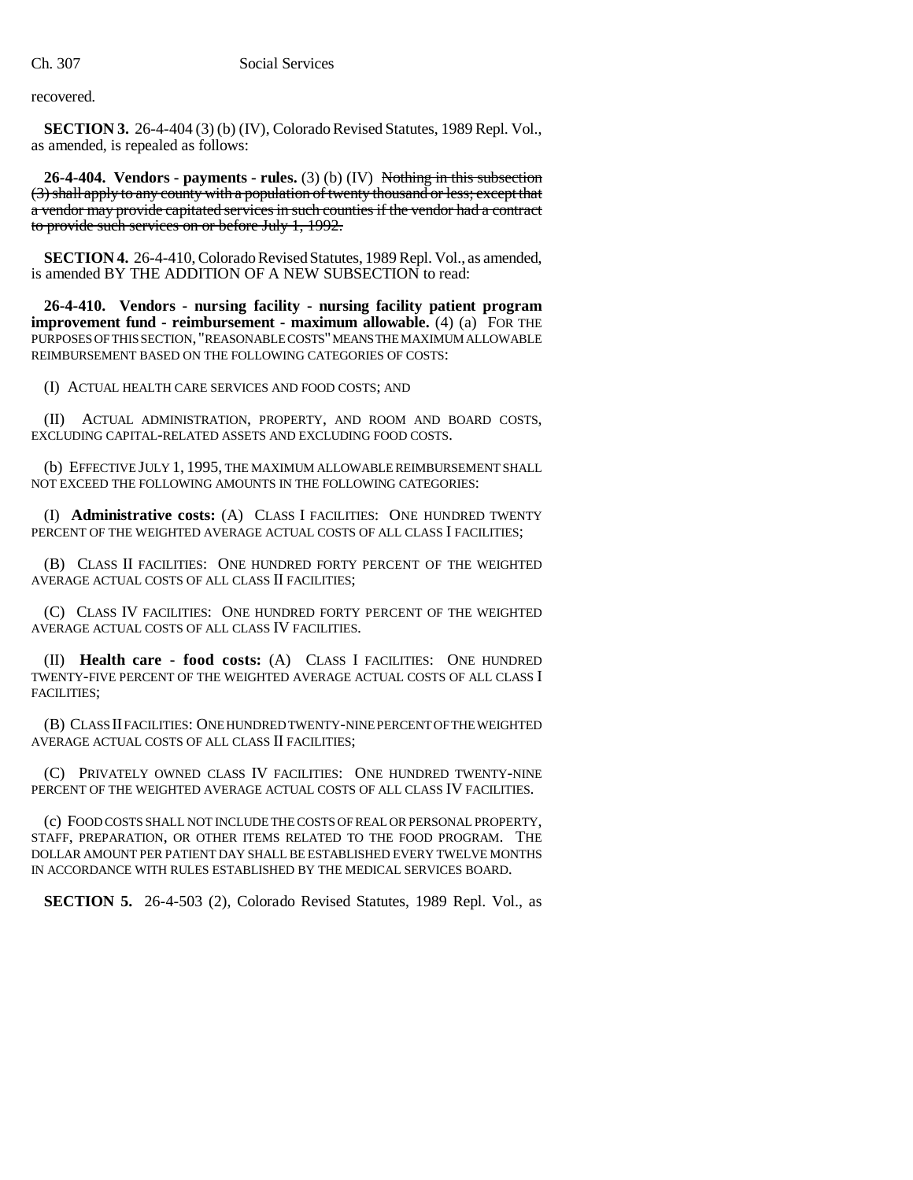recovered.

**SECTION 3.** 26-4-404 (3) (b) (IV), Colorado Revised Statutes, 1989 Repl. Vol., as amended, is repealed as follows:

**26-4-404. Vendors - payments - rules.** (3) (b) (IV) ~~Nothing in this subsection (3) shall apply to any county with a population of twenty thousand or less; except that a vendor may provide capitated services in such counties if the vendor had a contract to provide such services on or before July 1, 1992.~~

**SECTION 4.** 26-4-410, Colorado Revised Statutes, 1989 Repl. Vol., as amended, is amended BY THE ADDITION OF A NEW SUBSECTION to read:

**26-4-410. Vendors - nursing facility - nursing facility patient program improvement fund - reimbursement - maximum allowable.** (4) (a) FOR THE PURPOSES OF THIS SECTION, "REASONABLE COSTS" MEANS THE MAXIMUM ALLOWABLE REIMBURSEMENT BASED ON THE FOLLOWING CATEGORIES OF COSTS:

(I) ACTUAL HEALTH CARE SERVICES AND FOOD COSTS; AND

(II) ACTUAL ADMINISTRATION, PROPERTY, AND ROOM AND BOARD COSTS, EXCLUDING CAPITAL-RELATED ASSETS AND EXCLUDING FOOD COSTS.

(b) EFFECTIVE JULY 1, 1995, THE MAXIMUM ALLOWABLE REIMBURSEMENT SHALL NOT EXCEED THE FOLLOWING AMOUNTS IN THE FOLLOWING CATEGORIES:

(I) **Administrative costs:** (A) CLASS I FACILITIES: ONE HUNDRED TWENTY PERCENT OF THE WEIGHTED AVERAGE ACTUAL COSTS OF ALL CLASS I FACILITIES;

(B) CLASS II FACILITIES: ONE HUNDRED FORTY PERCENT OF THE WEIGHTED AVERAGE ACTUAL COSTS OF ALL CLASS II FACILITIES;

(C) CLASS IV FACILITIES: ONE HUNDRED FORTY PERCENT OF THE WEIGHTED AVERAGE ACTUAL COSTS OF ALL CLASS IV FACILITIES.

(II) **Health care - food costs:** (A) CLASS I FACILITIES: ONE HUNDRED TWENTY-FIVE PERCENT OF THE WEIGHTED AVERAGE ACTUAL COSTS OF ALL CLASS I FACILITIES;

(B) CLASS II FACILITIES: ONE HUNDRED TWENTY-NINE PERCENT OF THE WEIGHTED AVERAGE ACTUAL COSTS OF ALL CLASS II FACILITIES;

(C) PRIVATELY OWNED CLASS IV FACILITIES: ONE HUNDRED TWENTY-NINE PERCENT OF THE WEIGHTED AVERAGE ACTUAL COSTS OF ALL CLASS IV FACILITIES.

(c) FOOD COSTS SHALL NOT INCLUDE THE COSTS OF REAL OR PERSONAL PROPERTY, STAFF, PREPARATION, OR OTHER ITEMS RELATED TO THE FOOD PROGRAM. THE DOLLAR AMOUNT PER PATIENT DAY SHALL BE ESTABLISHED EVERY TWELVE MONTHS IN ACCORDANCE WITH RULES ESTABLISHED BY THE MEDICAL SERVICES BOARD.

**SECTION 5.** 26-4-503 (2), Colorado Revised Statutes, 1989 Repl. Vol., as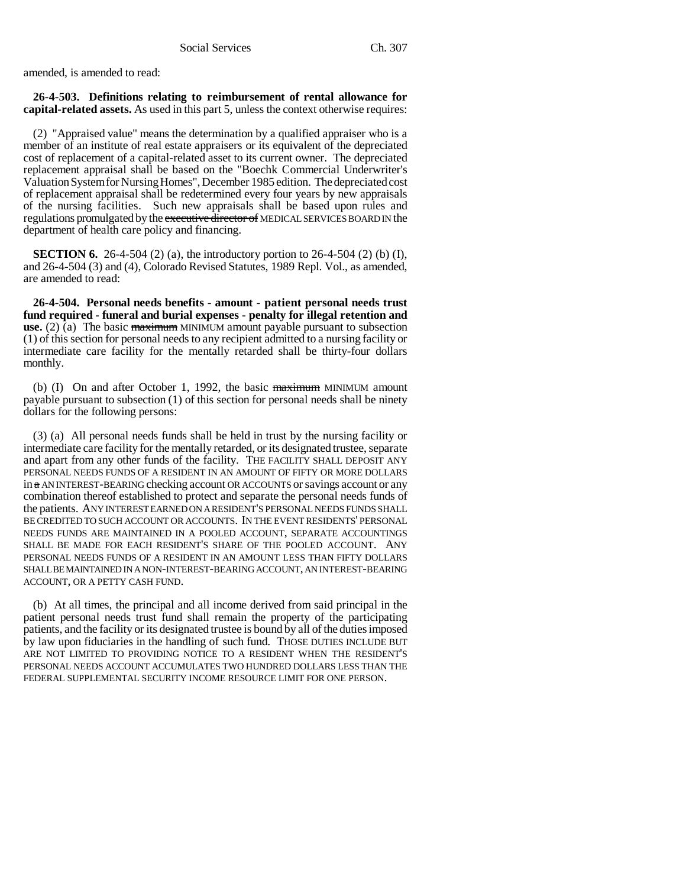amended, is amended to read:

**26-4-503. Definitions relating to reimbursement of rental allowance for capital-related assets.** As used in this part 5, unless the context otherwise requires:

(2) "Appraised value" means the determination by a qualified appraiser who is a member of an institute of real estate appraisers or its equivalent of the depreciated cost of replacement of a capital-related asset to its current owner. The depreciated replacement appraisal shall be based on the "Boechk Commercial Underwriter's Valuation System for Nursing Homes", December 1985 edition. The depreciated cost of replacement appraisal shall be redetermined every four years by new appraisals of the nursing facilities. Such new appraisals shall be based upon rules and regulations promulgated by the ~~executive director of~~ MEDICAL SERVICES BOARD IN the department of health care policy and financing.

**SECTION 6.** 26-4-504 (2) (a), the introductory portion to 26-4-504 (2) (b) (I), and 26-4-504 (3) and (4), Colorado Revised Statutes, 1989 Repl. Vol., as amended, are amended to read:

**26-4-504. Personal needs benefits - amount - patient personal needs trust fund required - funeral and burial expenses - penalty for illegal retention and use.** (2) (a) The basic ~~maximum~~ MINIMUM amount payable pursuant to subsection (1) of this section for personal needs to any recipient admitted to a nursing facility or intermediate care facility for the mentally retarded shall be thirty-four dollars monthly.

(b) (I) On and after October 1, 1992, the basic ~~maximum~~ MINIMUM amount payable pursuant to subsection (1) of this section for personal needs shall be ninety dollars for the following persons:

(3) (a) All personal needs funds shall be held in trust by the nursing facility or intermediate care facility for the mentally retarded, or its designated trustee, separate and apart from any other funds of the facility. THE FACILITY SHALL DEPOSIT ANY PERSONAL NEEDS FUNDS OF A RESIDENT IN AN AMOUNT OF FIFTY OR MORE DOLLARS in ~~a~~ AN INTEREST-BEARING checking account OR ACCOUNTS or savings account or any combination thereof established to protect and separate the personal needs funds of the patients. ANY INTEREST EARNED ON A RESIDENT'S PERSONAL NEEDS FUNDS SHALL BE CREDITED TO SUCH ACCOUNT OR ACCOUNTS. IN THE EVENT RESIDENTS' PERSONAL NEEDS FUNDS ARE MAINTAINED IN A POOLED ACCOUNT, SEPARATE ACCOUNTINGS SHALL BE MADE FOR EACH RESIDENT'S SHARE OF THE POOLED ACCOUNT. ANY PERSONAL NEEDS FUNDS OF A RESIDENT IN AN AMOUNT LESS THAN FIFTY DOLLARS SHALL BE MAINTAINED IN A NON-INTEREST-BEARING ACCOUNT, AN INTEREST-BEARING ACCOUNT, OR A PETTY CASH FUND.

(b) At all times, the principal and all income derived from said principal in the patient personal needs trust fund shall remain the property of the participating patients, and the facility or its designated trustee is bound by all of the duties imposed by law upon fiduciaries in the handling of such fund. THOSE DUTIES INCLUDE BUT ARE NOT LIMITED TO PROVIDING NOTICE TO A RESIDENT WHEN THE RESIDENT'S PERSONAL NEEDS ACCOUNT ACCUMULATES TWO HUNDRED DOLLARS LESS THAN THE FEDERAL SUPPLEMENTAL SECURITY INCOME RESOURCE LIMIT FOR ONE PERSON.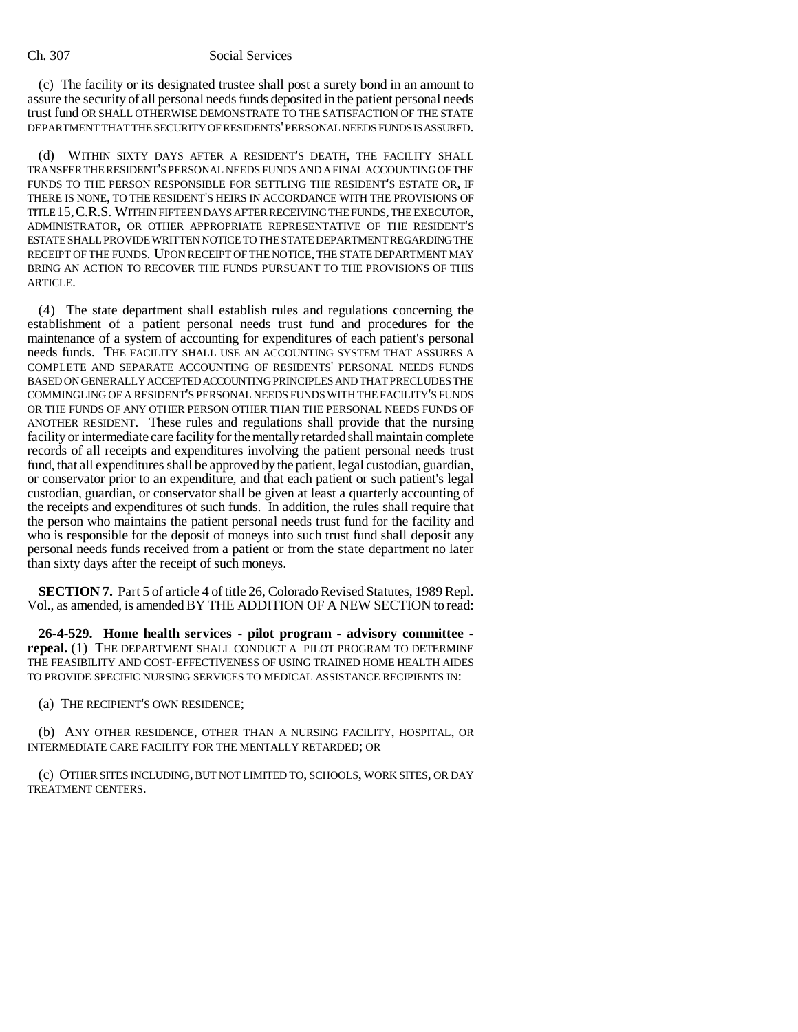(c) The facility or its designated trustee shall post a surety bond in an amount to assure the security of all personal needs funds deposited in the patient personal needs trust fund OR SHALL OTHERWISE DEMONSTRATE TO THE SATISFACTION OF THE STATE DEPARTMENT THAT THE SECURITY OF RESIDENTS' PERSONAL NEEDS FUNDS IS ASSURED.

(d) WITHIN SIXTY DAYS AFTER A RESIDENT'S DEATH, THE FACILITY SHALL TRANSFER THE RESIDENT'S PERSONAL NEEDS FUNDS AND A FINAL ACCOUNTING OF THE FUNDS TO THE PERSON RESPONSIBLE FOR SETTLING THE RESIDENT'S ESTATE OR, IF THERE IS NONE, TO THE RESIDENT'S HEIRS IN ACCORDANCE WITH THE PROVISIONS OF TITLE 15, C.R.S. WITHIN FIFTEEN DAYS AFTER RECEIVING THE FUNDS, THE EXECUTOR, ADMINISTRATOR, OR OTHER APPROPRIATE REPRESENTATIVE OF THE RESIDENT'S ESTATE SHALL PROVIDE WRITTEN NOTICE TO THE STATE DEPARTMENT REGARDING THE RECEIPT OF THE FUNDS. UPON RECEIPT OF THE NOTICE, THE STATE DEPARTMENT MAY BRING AN ACTION TO RECOVER THE FUNDS PURSUANT TO THE PROVISIONS OF THIS ARTICLE.

(4) The state department shall establish rules and regulations concerning the establishment of a patient personal needs trust fund and procedures for the maintenance of a system of accounting for expenditures of each patient's personal needs funds. THE FACILITY SHALL USE AN ACCOUNTING SYSTEM THAT ASSURES A COMPLETE AND SEPARATE ACCOUNTING OF RESIDENTS' PERSONAL NEEDS FUNDS BASED ON GENERALLY ACCEPTED ACCOUNTING PRINCIPLES AND THAT PRECLUDES THE COMMINGLING OF A RESIDENT'S PERSONAL NEEDS FUNDS WITH THE FACILITY'S FUNDS OR THE FUNDS OF ANY OTHER PERSON OTHER THAN THE PERSONAL NEEDS FUNDS OF ANOTHER RESIDENT. These rules and regulations shall provide that the nursing facility or intermediate care facility for the mentally retarded shall maintain complete records of all receipts and expenditures involving the patient personal needs trust fund, that all expenditures shall be approved by the patient, legal custodian, guardian, or conservator prior to an expenditure, and that each patient or such patient's legal custodian, guardian, or conservator shall be given at least a quarterly accounting of the receipts and expenditures of such funds. In addition, the rules shall require that the person who maintains the patient personal needs trust fund for the facility and who is responsible for the deposit of moneys into such trust fund shall deposit any personal needs funds received from a patient or from the state department no later than sixty days after the receipt of such moneys.

**SECTION 7.** Part 5 of article 4 of title 26, Colorado Revised Statutes, 1989 Repl. Vol., as amended, is amended BY THE ADDITION OF A NEW SECTION to read:

**26-4-529. Home health services - pilot program - advisory committee - repeal.** (1) THE DEPARTMENT SHALL CONDUCT A PILOT PROGRAM TO DETERMINE THE FEASIBILITY AND COST-EFFECTIVENESS OF USING TRAINED HOME HEALTH AIDES TO PROVIDE SPECIFIC NURSING SERVICES TO MEDICAL ASSISTANCE RECIPIENTS IN:

(a) THE RECIPIENT'S OWN RESIDENCE;

(b) ANY OTHER RESIDENCE, OTHER THAN A NURSING FACILITY, HOSPITAL, OR INTERMEDIATE CARE FACILITY FOR THE MENTALLY RETARDED; OR

(c) OTHER SITES INCLUDING, BUT NOT LIMITED TO, SCHOOLS, WORK SITES, OR DAY TREATMENT CENTERS.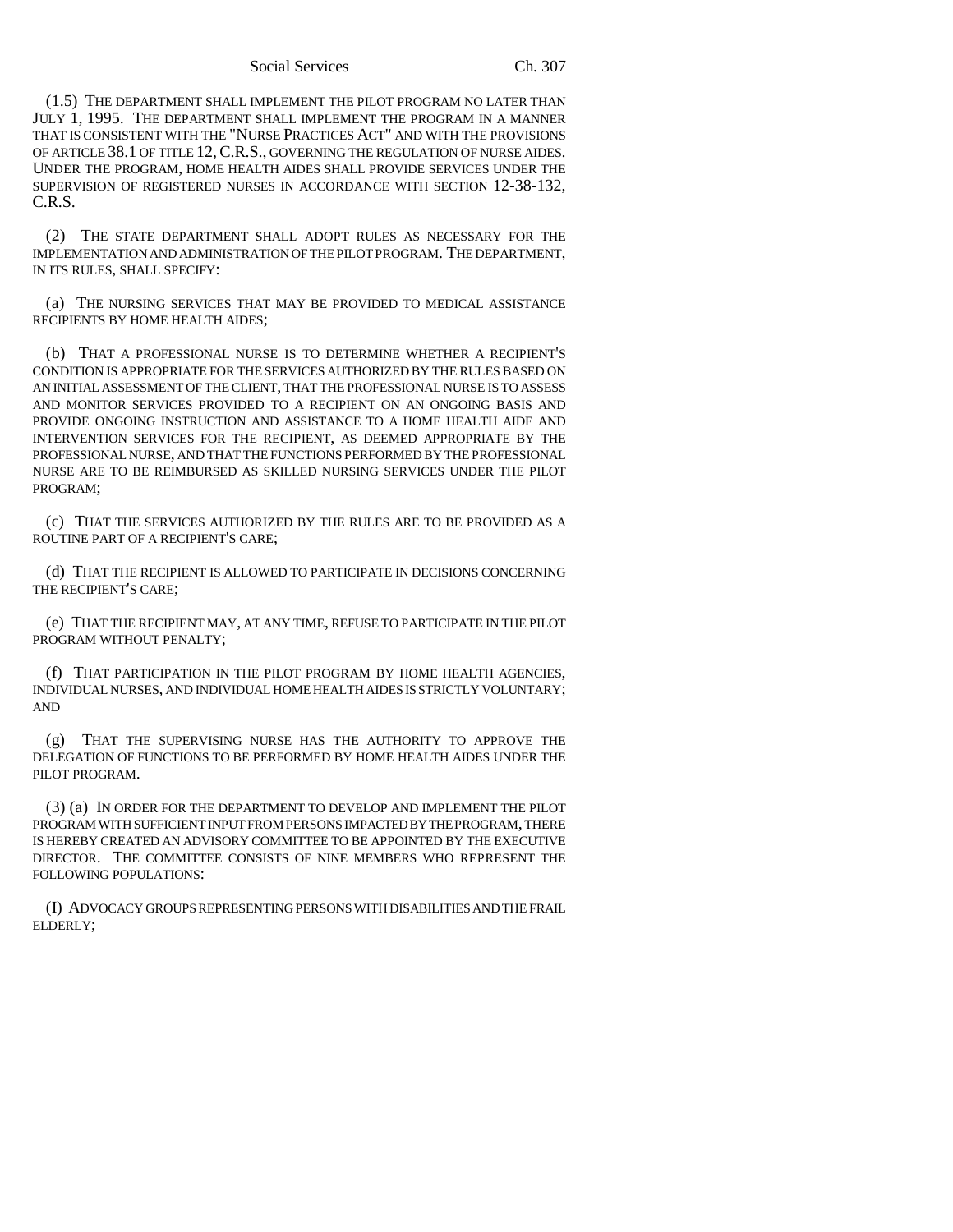(1.5) THE DEPARTMENT SHALL IMPLEMENT THE PILOT PROGRAM NO LATER THAN JULY 1, 1995. THE DEPARTMENT SHALL IMPLEMENT THE PROGRAM IN A MANNER THAT IS CONSISTENT WITH THE "NURSE PRACTICES ACT" AND WITH THE PROVISIONS OF ARTICLE 38.1 OF TITLE 12, C.R.S., GOVERNING THE REGULATION OF NURSE AIDES. UNDER THE PROGRAM, HOME HEALTH AIDES SHALL PROVIDE SERVICES UNDER THE SUPERVISION OF REGISTERED NURSES IN ACCORDANCE WITH SECTION 12-38-132, C.R.S.

(2) THE STATE DEPARTMENT SHALL ADOPT RULES AS NECESSARY FOR THE IMPLEMENTATION AND ADMINISTRATION OF THE PILOT PROGRAM. THE DEPARTMENT, IN ITS RULES, SHALL SPECIFY:

(a) THE NURSING SERVICES THAT MAY BE PROVIDED TO MEDICAL ASSISTANCE RECIPIENTS BY HOME HEALTH AIDES;

(b) THAT A PROFESSIONAL NURSE IS TO DETERMINE WHETHER A RECIPIENT'S CONDITION IS APPROPRIATE FOR THE SERVICES AUTHORIZED BY THE RULES BASED ON AN INITIAL ASSESSMENT OF THE CLIENT, THAT THE PROFESSIONAL NURSE IS TO ASSESS AND MONITOR SERVICES PROVIDED TO A RECIPIENT ON AN ONGOING BASIS AND PROVIDE ONGOING INSTRUCTION AND ASSISTANCE TO A HOME HEALTH AIDE AND INTERVENTION SERVICES FOR THE RECIPIENT, AS DEEMED APPROPRIATE BY THE PROFESSIONAL NURSE, AND THAT THE FUNCTIONS PERFORMED BY THE PROFESSIONAL NURSE ARE TO BE REIMBURSED AS SKILLED NURSING SERVICES UNDER THE PILOT PROGRAM;

(c) THAT THE SERVICES AUTHORIZED BY THE RULES ARE TO BE PROVIDED AS A ROUTINE PART OF A RECIPIENT'S CARE;

(d) THAT THE RECIPIENT IS ALLOWED TO PARTICIPATE IN DECISIONS CONCERNING THE RECIPIENT'S CARE;

(e) THAT THE RECIPIENT MAY, AT ANY TIME, REFUSE TO PARTICIPATE IN THE PILOT PROGRAM WITHOUT PENALTY;

(f) THAT PARTICIPATION IN THE PILOT PROGRAM BY HOME HEALTH AGENCIES, INDIVIDUAL NURSES, AND INDIVIDUAL HOME HEALTH AIDES IS STRICTLY VOLUNTARY; AND

(g) THAT THE SUPERVISING NURSE HAS THE AUTHORITY TO APPROVE THE DELEGATION OF FUNCTIONS TO BE PERFORMED BY HOME HEALTH AIDES UNDER THE PILOT PROGRAM.

(3) (a) IN ORDER FOR THE DEPARTMENT TO DEVELOP AND IMPLEMENT THE PILOT PROGRAM WITH SUFFICIENT INPUT FROM PERSONS IMPACTED BY THE PROGRAM, THERE IS HEREBY CREATED AN ADVISORY COMMITTEE TO BE APPOINTED BY THE EXECUTIVE DIRECTOR. THE COMMITTEE CONSISTS OF NINE MEMBERS WHO REPRESENT THE FOLLOWING POPULATIONS:

(I) ADVOCACY GROUPS REPRESENTING PERSONS WITH DISABILITIES AND THE FRAIL ELDERLY;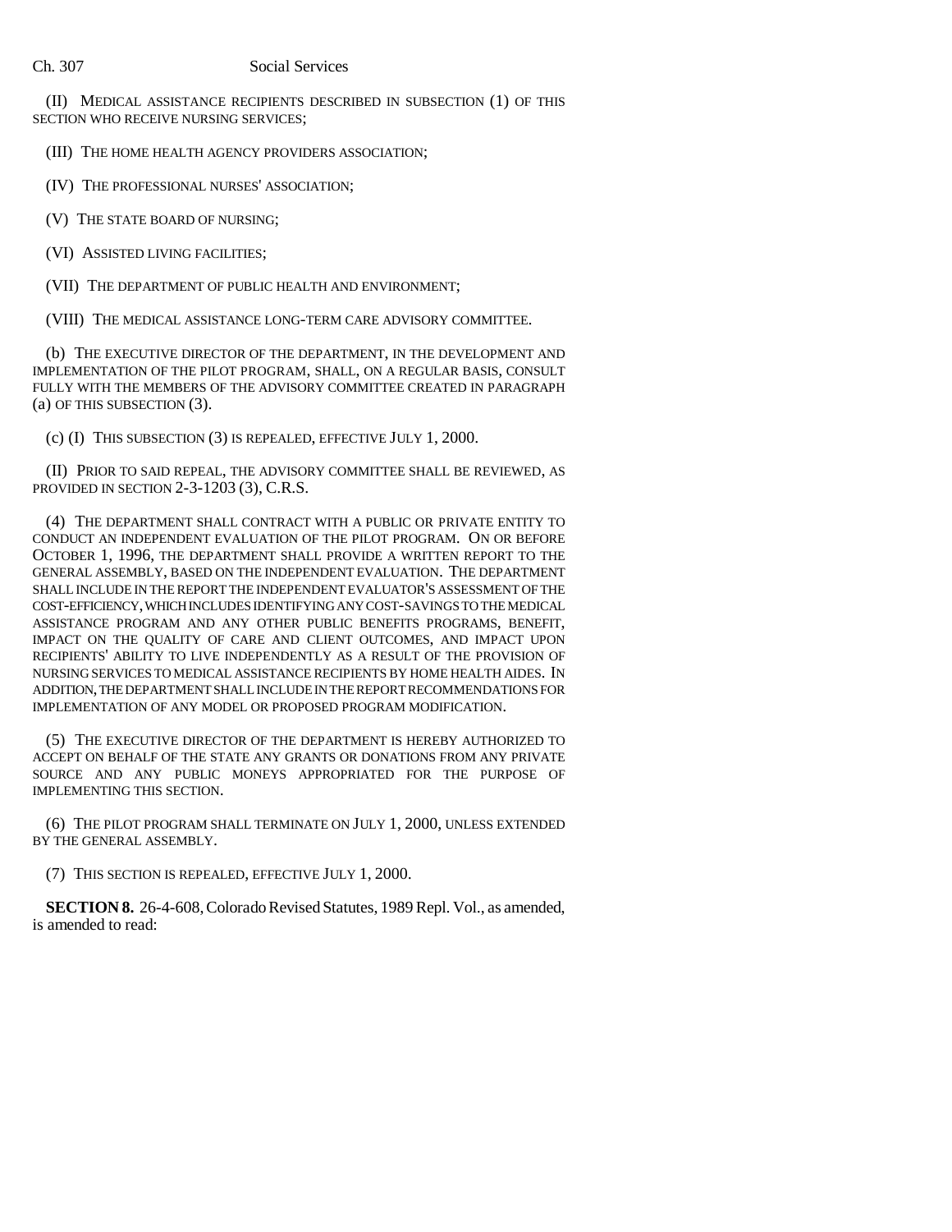(II) MEDICAL ASSISTANCE RECIPIENTS DESCRIBED IN SUBSECTION (1) OF THIS SECTION WHO RECEIVE NURSING SERVICES;

(III) THE HOME HEALTH AGENCY PROVIDERS ASSOCIATION;

(IV) THE PROFESSIONAL NURSES' ASSOCIATION;

(V) THE STATE BOARD OF NURSING;

(VI) ASSISTED LIVING FACILITIES;

(VII) THE DEPARTMENT OF PUBLIC HEALTH AND ENVIRONMENT;

(VIII) THE MEDICAL ASSISTANCE LONG-TERM CARE ADVISORY COMMITTEE.

(b) THE EXECUTIVE DIRECTOR OF THE DEPARTMENT, IN THE DEVELOPMENT AND IMPLEMENTATION OF THE PILOT PROGRAM, SHALL, ON A REGULAR BASIS, CONSULT FULLY WITH THE MEMBERS OF THE ADVISORY COMMITTEE CREATED IN PARAGRAPH (a) OF THIS SUBSECTION (3).

(c) (I) THIS SUBSECTION (3) IS REPEALED, EFFECTIVE JULY 1, 2000.

(II) PRIOR TO SAID REPEAL, THE ADVISORY COMMITTEE SHALL BE REVIEWED, AS PROVIDED IN SECTION 2-3-1203 (3), C.R.S.

(4) THE DEPARTMENT SHALL CONTRACT WITH A PUBLIC OR PRIVATE ENTITY TO CONDUCT AN INDEPENDENT EVALUATION OF THE PILOT PROGRAM. ON OR BEFORE OCTOBER 1, 1996, THE DEPARTMENT SHALL PROVIDE A WRITTEN REPORT TO THE GENERAL ASSEMBLY, BASED ON THE INDEPENDENT EVALUATION. THE DEPARTMENT SHALL INCLUDE IN THE REPORT THE INDEPENDENT EVALUATOR'S ASSESSMENT OF THE COST-EFFICIENCY, WHICH INCLUDES IDENTIFYING ANY COST-SAVINGS TO THE MEDICAL ASSISTANCE PROGRAM AND ANY OTHER PUBLIC BENEFITS PROGRAMS, BENEFIT, IMPACT ON THE QUALITY OF CARE AND CLIENT OUTCOMES, AND IMPACT UPON RECIPIENTS' ABILITY TO LIVE INDEPENDENTLY AS A RESULT OF THE PROVISION OF NURSING SERVICES TO MEDICAL ASSISTANCE RECIPIENTS BY HOME HEALTH AIDES. IN ADDITION, THE DEPARTMENT SHALL INCLUDE IN THE REPORT RECOMMENDATIONS FOR IMPLEMENTATION OF ANY MODEL OR PROPOSED PROGRAM MODIFICATION.

(5) THE EXECUTIVE DIRECTOR OF THE DEPARTMENT IS HEREBY AUTHORIZED TO ACCEPT ON BEHALF OF THE STATE ANY GRANTS OR DONATIONS FROM ANY PRIVATE SOURCE AND ANY PUBLIC MONEYS APPROPRIATED FOR THE PURPOSE OF IMPLEMENTING THIS SECTION.

(6) THE PILOT PROGRAM SHALL TERMINATE ON JULY 1, 2000, UNLESS EXTENDED BY THE GENERAL ASSEMBLY.

(7) THIS SECTION IS REPEALED, EFFECTIVE JULY 1, 2000.

**SECTION 8.** 26-4-608, Colorado Revised Statutes, 1989 Repl. Vol., as amended, is amended to read: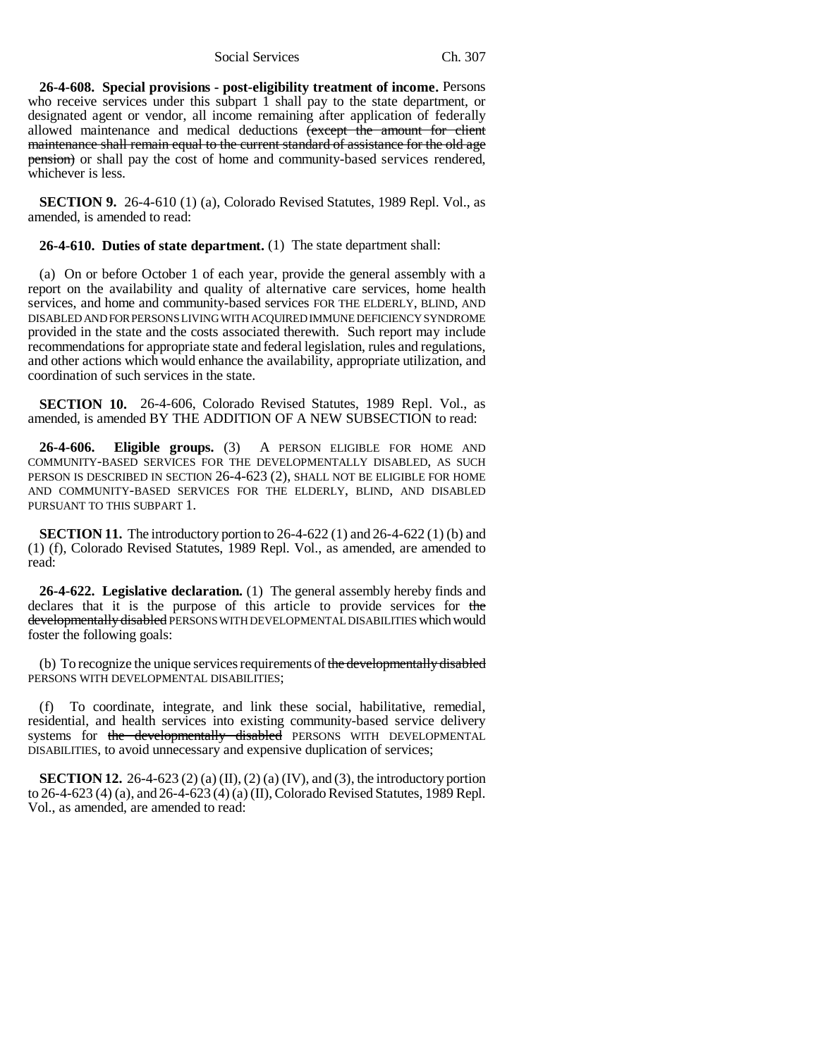**26-4-608. Special provisions - post-eligibility treatment of income.** Persons who receive services under this subpart 1 shall pay to the state department, or designated agent or vendor, all income remaining after application of federally allowed maintenance and medical deductions ~~(except the amount for client maintenance shall remain equal to the current standard of assistance for the old age pension)~~ or shall pay the cost of home and community-based services rendered, whichever is less.

**SECTION 9.** 26-4-610 (1) (a), Colorado Revised Statutes, 1989 Repl. Vol., as amended, is amended to read:

**26-4-610. Duties of state department.** (1) The state department shall:

(a) On or before October 1 of each year, provide the general assembly with a report on the availability and quality of alternative care services, home health services, and home and community-based services FOR THE ELDERLY, BLIND, AND DISABLED AND FOR PERSONS LIVING WITH ACQUIRED IMMUNE DEFICIENCY SYNDROME provided in the state and the costs associated therewith. Such report may include recommendations for appropriate state and federal legislation, rules and regulations, and other actions which would enhance the availability, appropriate utilization, and coordination of such services in the state.

**SECTION 10.** 26-4-606, Colorado Revised Statutes, 1989 Repl. Vol., as amended, is amended BY THE ADDITION OF A NEW SUBSECTION to read:

**26-4-606. Eligible groups.** (3) A PERSON ELIGIBLE FOR HOME AND COMMUNITY-BASED SERVICES FOR THE DEVELOPMENTALLY DISABLED, AS SUCH PERSON IS DESCRIBED IN SECTION 26-4-623 (2), SHALL NOT BE ELIGIBLE FOR HOME AND COMMUNITY-BASED SERVICES FOR THE ELDERLY, BLIND, AND DISABLED PURSUANT TO THIS SUBPART 1.

**SECTION 11.** The introductory portion to 26-4-622 (1) and 26-4-622 (1) (b) and (1) (f), Colorado Revised Statutes, 1989 Repl. Vol., as amended, are amended to read:

**26-4-622. Legislative declaration.** (1) The general assembly hereby finds and declares that it is the purpose of this article to provide services for ~~the developmentally disabled~~ PERSONS WITH DEVELOPMENTAL DISABILITIES which would foster the following goals:

(b) To recognize the unique services requirements of ~~the developmentally disabled~~ PERSONS WITH DEVELOPMENTAL DISABILITIES;

(f) To coordinate, integrate, and link these social, habilitative, remedial, residential, and health services into existing community-based service delivery systems for ~~the developmentally disabled~~ PERSONS WITH DEVELOPMENTAL DISABILITIES, to avoid unnecessary and expensive duplication of services;

**SECTION 12.** 26-4-623 (2) (a) (II), (2) (a) (IV), and (3), the introductory portion to 26-4-623 (4) (a), and 26-4-623 (4) (a) (II), Colorado Revised Statutes, 1989 Repl. Vol., as amended, are amended to read: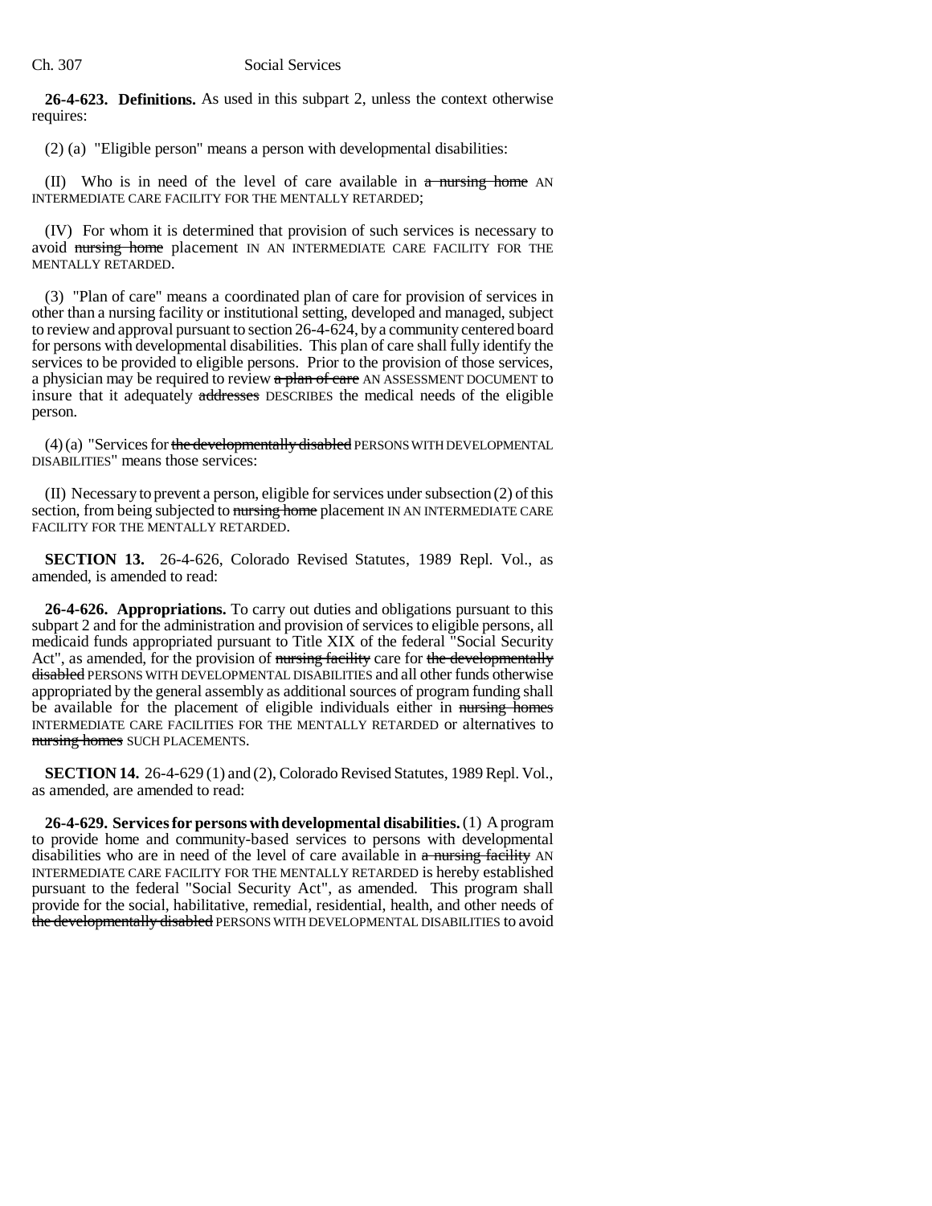**26-4-623. Definitions.** As used in this subpart 2, unless the context otherwise requires:

(2) (a) "Eligible person" means a person with developmental disabilities:

(II) Who is in need of the level of care available in ~~a nursing home~~ AN INTERMEDIATE CARE FACILITY FOR THE MENTALLY RETARDED;

(IV) For whom it is determined that provision of such services is necessary to avoid ~~nursing home~~ placement IN AN INTERMEDIATE CARE FACILITY FOR THE MENTALLY RETARDED.

(3) "Plan of care" means a coordinated plan of care for provision of services in other than a nursing facility or institutional setting, developed and managed, subject to review and approval pursuant to section 26-4-624, by a community centered board for persons with developmental disabilities. This plan of care shall fully identify the services to be provided to eligible persons. Prior to the provision of those services, a physician may be required to review ~~a plan of care~~ AN ASSESSMENT DOCUMENT to insure that it adequately ~~addresses~~ DESCRIBES the medical needs of the eligible person.

(4) (a) "Services for ~~the developmentally disabled~~ PERSONS WITH DEVELOPMENTAL DISABILITIES" means those services:

(II) Necessary to prevent a person, eligible for services under subsection (2) of this section, from being subjected to ~~nursing home~~ placement IN AN INTERMEDIATE CARE FACILITY FOR THE MENTALLY RETARDED.

**SECTION 13.** 26-4-626, Colorado Revised Statutes, 1989 Repl. Vol., as amended, is amended to read:

**26-4-626. Appropriations.** To carry out duties and obligations pursuant to this subpart 2 and for the administration and provision of services to eligible persons, all medicaid funds appropriated pursuant to Title XIX of the federal "Social Security Act", as amended, for the provision of ~~nursing facility~~ care for ~~the developmentally disabled~~ PERSONS WITH DEVELOPMENTAL DISABILITIES and all other funds otherwise appropriated by the general assembly as additional sources of program funding shall be available for the placement of eligible individuals either in ~~nursing homes~~ INTERMEDIATE CARE FACILITIES FOR THE MENTALLY RETARDED or alternatives to ~~nursing homes~~ SUCH PLACEMENTS.

**SECTION 14.** 26-4-629 (1) and (2), Colorado Revised Statutes, 1989 Repl. Vol., as amended, are amended to read:

**26-4-629. Services for persons with developmental disabilities.** (1) A program to provide home and community-based services to persons with developmental disabilities who are in need of the level of care available in ~~a nursing facility~~ AN INTERMEDIATE CARE FACILITY FOR THE MENTALLY RETARDED is hereby established pursuant to the federal "Social Security Act", as amended. This program shall provide for the social, habilitative, remedial, residential, health, and other needs of ~~the developmentally disabled~~ PERSONS WITH DEVELOPMENTAL DISABILITIES to avoid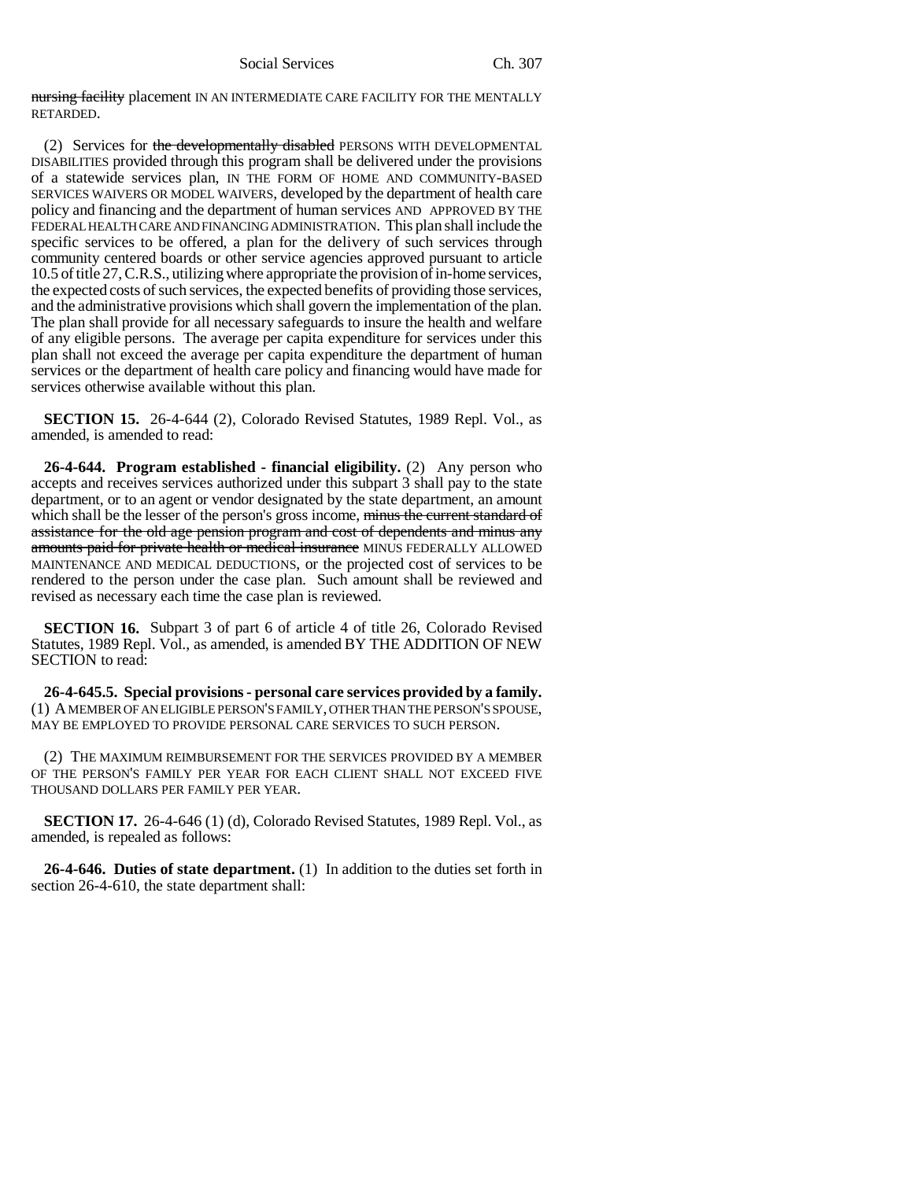~~nursing facility~~ placement IN AN INTERMEDIATE CARE FACILITY FOR THE MENTALLY RETARDED.

(2) Services for ~~the developmentally disabled~~ PERSONS WITH DEVELOPMENTAL DISABILITIES provided through this program shall be delivered under the provisions of a statewide services plan, IN THE FORM OF HOME AND COMMUNITY-BASED SERVICES WAIVERS OR MODEL WAIVERS, developed by the department of health care policy and financing and the department of human services AND APPROVED BY THE FEDERAL HEALTH CARE AND FINANCING ADMINISTRATION. This plan shall include the specific services to be offered, a plan for the delivery of such services through community centered boards or other service agencies approved pursuant to article 10.5 of title 27, C.R.S., utilizing where appropriate the provision of in-home services, the expected costs of such services, the expected benefits of providing those services, and the administrative provisions which shall govern the implementation of the plan. The plan shall provide for all necessary safeguards to insure the health and welfare of any eligible persons. The average per capita expenditure for services under this plan shall not exceed the average per capita expenditure the department of human services or the department of health care policy and financing would have made for services otherwise available without this plan.

**SECTION 15.** 26-4-644 (2), Colorado Revised Statutes, 1989 Repl. Vol., as amended, is amended to read:

**26-4-644. Program established - financial eligibility.** (2) Any person who accepts and receives services authorized under this subpart 3 shall pay to the state department, or to an agent or vendor designated by the state department, an amount which shall be the lesser of the person's gross income, ~~minus the current standard of assistance for the old age pension program and cost of dependents and minus any amounts paid for private health or medical insurance~~ MINUS FEDERALLY ALLOWED MAINTENANCE AND MEDICAL DEDUCTIONS, or the projected cost of services to be rendered to the person under the case plan. Such amount shall be reviewed and revised as necessary each time the case plan is reviewed.

**SECTION 16.** Subpart 3 of part 6 of article 4 of title 26, Colorado Revised Statutes, 1989 Repl. Vol., as amended, is amended BY THE ADDITION OF NEW SECTION to read:

**26-4-645.5. Special provisions - personal care services provided by a family.** (1) A MEMBER OF AN ELIGIBLE PERSON'S FAMILY, OTHER THAN THE PERSON'S SPOUSE, MAY BE EMPLOYED TO PROVIDE PERSONAL CARE SERVICES TO SUCH PERSON.

(2) THE MAXIMUM REIMBURSEMENT FOR THE SERVICES PROVIDED BY A MEMBER OF THE PERSON'S FAMILY PER YEAR FOR EACH CLIENT SHALL NOT EXCEED FIVE THOUSAND DOLLARS PER FAMILY PER YEAR.

**SECTION 17.** 26-4-646 (1) (d), Colorado Revised Statutes, 1989 Repl. Vol., as amended, is repealed as follows:

**26-4-646. Duties of state department.** (1) In addition to the duties set forth in section 26-4-610, the state department shall: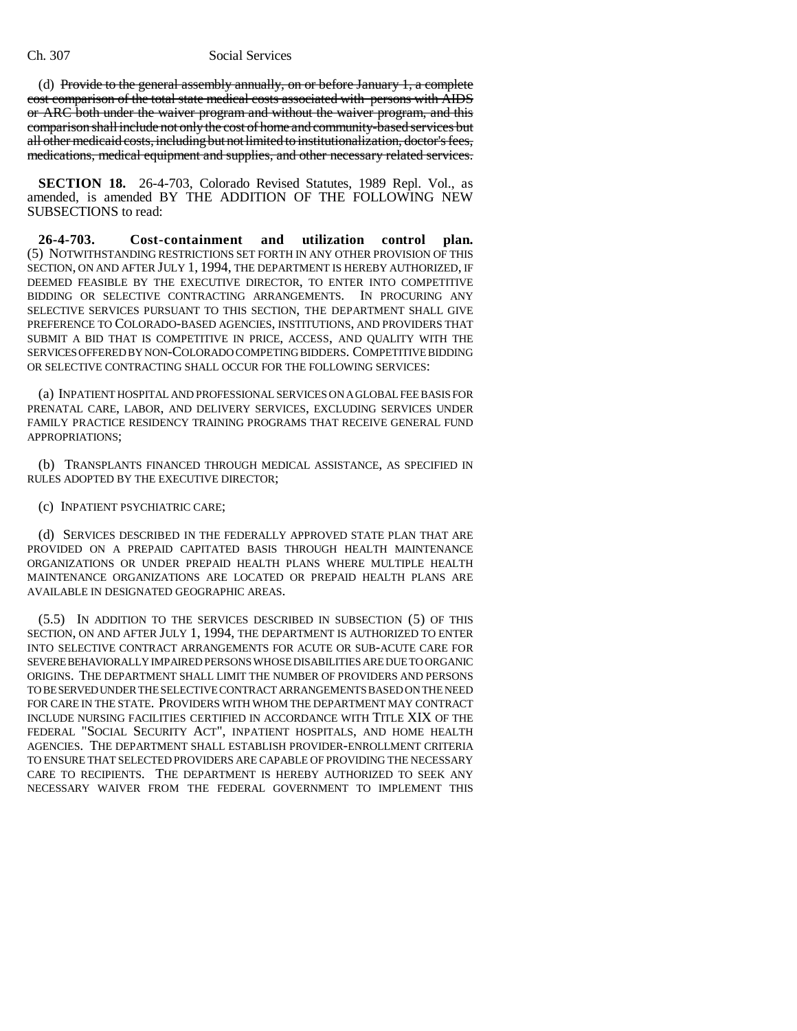(d) ~~Provide to the general assembly annually, on or before January 1, a complete cost comparison of the total state medical costs associated with persons with AIDS or ARC both under the waiver program and without the waiver program, and this comparison shall include not only the cost of home and community-based services but all other medicaid costs, including but not limited to institutionalization, doctor's fees, medications, medical equipment and supplies, and other necessary related services.~~

**SECTION 18.** 26-4-703, Colorado Revised Statutes, 1989 Repl. Vol., as amended, is amended BY THE ADDITION OF THE FOLLOWING NEW SUBSECTIONS to read:

**26-4-703. Cost-containment and utilization control plan.** (5) NOTWITHSTANDING RESTRICTIONS SET FORTH IN ANY OTHER PROVISION OF THIS SECTION, ON AND AFTER JULY 1, 1994, THE DEPARTMENT IS HEREBY AUTHORIZED, IF DEEMED FEASIBLE BY THE EXECUTIVE DIRECTOR, TO ENTER INTO COMPETITIVE BIDDING OR SELECTIVE CONTRACTING ARRANGEMENTS. IN PROCURING ANY SELECTIVE SERVICES PURSUANT TO THIS SECTION, THE DEPARTMENT SHALL GIVE PREFERENCE TO COLORADO-BASED AGENCIES, INSTITUTIONS, AND PROVIDERS THAT SUBMIT A BID THAT IS COMPETITIVE IN PRICE, ACCESS, AND QUALITY WITH THE SERVICES OFFERED BY NON-COLORADO COMPETING BIDDERS. COMPETITIVE BIDDING OR SELECTIVE CONTRACTING SHALL OCCUR FOR THE FOLLOWING SERVICES:

(a) INPATIENT HOSPITAL AND PROFESSIONAL SERVICES ON A GLOBAL FEE BASIS FOR PRENATAL CARE, LABOR, AND DELIVERY SERVICES, EXCLUDING SERVICES UNDER FAMILY PRACTICE RESIDENCY TRAINING PROGRAMS THAT RECEIVE GENERAL FUND APPROPRIATIONS;

(b) TRANSPLANTS FINANCED THROUGH MEDICAL ASSISTANCE, AS SPECIFIED IN RULES ADOPTED BY THE EXECUTIVE DIRECTOR;

(c) INPATIENT PSYCHIATRIC CARE;

(d) SERVICES DESCRIBED IN THE FEDERALLY APPROVED STATE PLAN THAT ARE PROVIDED ON A PREPAID CAPITATED BASIS THROUGH HEALTH MAINTENANCE ORGANIZATIONS OR UNDER PREPAID HEALTH PLANS WHERE MULTIPLE HEALTH MAINTENANCE ORGANIZATIONS ARE LOCATED OR PREPAID HEALTH PLANS ARE AVAILABLE IN DESIGNATED GEOGRAPHIC AREAS.

(5.5) IN ADDITION TO THE SERVICES DESCRIBED IN SUBSECTION (5) OF THIS SECTION, ON AND AFTER JULY 1, 1994, THE DEPARTMENT IS AUTHORIZED TO ENTER INTO SELECTIVE CONTRACT ARRANGEMENTS FOR ACUTE OR SUB-ACUTE CARE FOR SEVERE BEHAVIORALLY IMPAIRED PERSONS WHOSE DISABILITIES ARE DUE TO ORGANIC ORIGINS. THE DEPARTMENT SHALL LIMIT THE NUMBER OF PROVIDERS AND PERSONS TO BE SERVED UNDER THE SELECTIVE CONTRACT ARRANGEMENTS BASED ON THE NEED FOR CARE IN THE STATE. PROVIDERS WITH WHOM THE DEPARTMENT MAY CONTRACT INCLUDE NURSING FACILITIES CERTIFIED IN ACCORDANCE WITH TITLE XIX OF THE FEDERAL "SOCIAL SECURITY ACT", INPATIENT HOSPITALS, AND HOME HEALTH AGENCIES. THE DEPARTMENT SHALL ESTABLISH PROVIDER-ENROLLMENT CRITERIA TO ENSURE THAT SELECTED PROVIDERS ARE CAPABLE OF PROVIDING THE NECESSARY CARE TO RECIPIENTS. THE DEPARTMENT IS HEREBY AUTHORIZED TO SEEK ANY NECESSARY WAIVER FROM THE FEDERAL GOVERNMENT TO IMPLEMENT THIS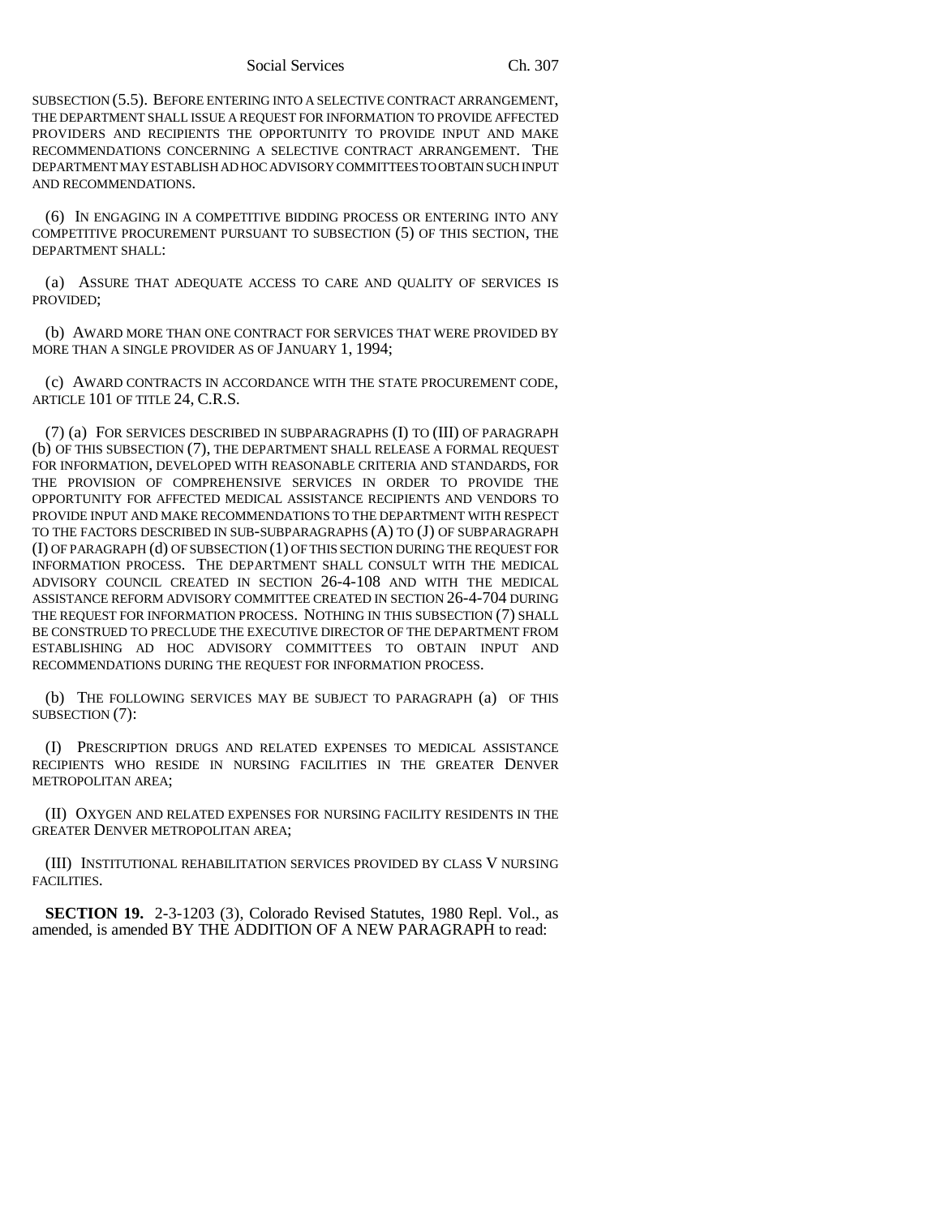SUBSECTION (5.5). BEFORE ENTERING INTO A SELECTIVE CONTRACT ARRANGEMENT, THE DEPARTMENT SHALL ISSUE A REQUEST FOR INFORMATION TO PROVIDE AFFECTED PROVIDERS AND RECIPIENTS THE OPPORTUNITY TO PROVIDE INPUT AND MAKE RECOMMENDATIONS CONCERNING A SELECTIVE CONTRACT ARRANGEMENT. THE DEPARTMENT MAY ESTABLISH AD HOC ADVISORY COMMITTEES TO OBTAIN SUCH INPUT AND RECOMMENDATIONS.

(6) IN ENGAGING IN A COMPETITIVE BIDDING PROCESS OR ENTERING INTO ANY COMPETITIVE PROCUREMENT PURSUANT TO SUBSECTION (5) OF THIS SECTION, THE DEPARTMENT SHALL:

(a) ASSURE THAT ADEQUATE ACCESS TO CARE AND QUALITY OF SERVICES IS PROVIDED;

(b) AWARD MORE THAN ONE CONTRACT FOR SERVICES THAT WERE PROVIDED BY MORE THAN A SINGLE PROVIDER AS OF JANUARY 1, 1994;

(c) AWARD CONTRACTS IN ACCORDANCE WITH THE STATE PROCUREMENT CODE, ARTICLE 101 OF TITLE 24, C.R.S.

(7) (a) FOR SERVICES DESCRIBED IN SUBPARAGRAPHS (I) TO (III) OF PARAGRAPH (b) OF THIS SUBSECTION (7), THE DEPARTMENT SHALL RELEASE A FORMAL REQUEST FOR INFORMATION, DEVELOPED WITH REASONABLE CRITERIA AND STANDARDS, FOR THE PROVISION OF COMPREHENSIVE SERVICES IN ORDER TO PROVIDE THE OPPORTUNITY FOR AFFECTED MEDICAL ASSISTANCE RECIPIENTS AND VENDORS TO PROVIDE INPUT AND MAKE RECOMMENDATIONS TO THE DEPARTMENT WITH RESPECT TO THE FACTORS DESCRIBED IN SUB-SUBPARAGRAPHS (A) TO (J) OF SUBPARAGRAPH (I) OF PARAGRAPH (d) OF SUBSECTION (1) OF THIS SECTION DURING THE REQUEST FOR INFORMATION PROCESS. THE DEPARTMENT SHALL CONSULT WITH THE MEDICAL ADVISORY COUNCIL CREATED IN SECTION 26-4-108 AND WITH THE MEDICAL ASSISTANCE REFORM ADVISORY COMMITTEE CREATED IN SECTION 26-4-704 DURING THE REQUEST FOR INFORMATION PROCESS. NOTHING IN THIS SUBSECTION (7) SHALL BE CONSTRUED TO PRECLUDE THE EXECUTIVE DIRECTOR OF THE DEPARTMENT FROM ESTABLISHING AD HOC ADVISORY COMMITTEES TO OBTAIN INPUT AND RECOMMENDATIONS DURING THE REQUEST FOR INFORMATION PROCESS.

(b) THE FOLLOWING SERVICES MAY BE SUBJECT TO PARAGRAPH (a) OF THIS SUBSECTION (7):

(I) PRESCRIPTION DRUGS AND RELATED EXPENSES TO MEDICAL ASSISTANCE RECIPIENTS WHO RESIDE IN NURSING FACILITIES IN THE GREATER DENVER METROPOLITAN AREA;

(II) OXYGEN AND RELATED EXPENSES FOR NURSING FACILITY RESIDENTS IN THE GREATER DENVER METROPOLITAN AREA;

(III) INSTITUTIONAL REHABILITATION SERVICES PROVIDED BY CLASS V NURSING FACILITIES.

**SECTION 19.** 2-3-1203 (3), Colorado Revised Statutes, 1980 Repl. Vol., as amended, is amended BY THE ADDITION OF A NEW PARAGRAPH to read: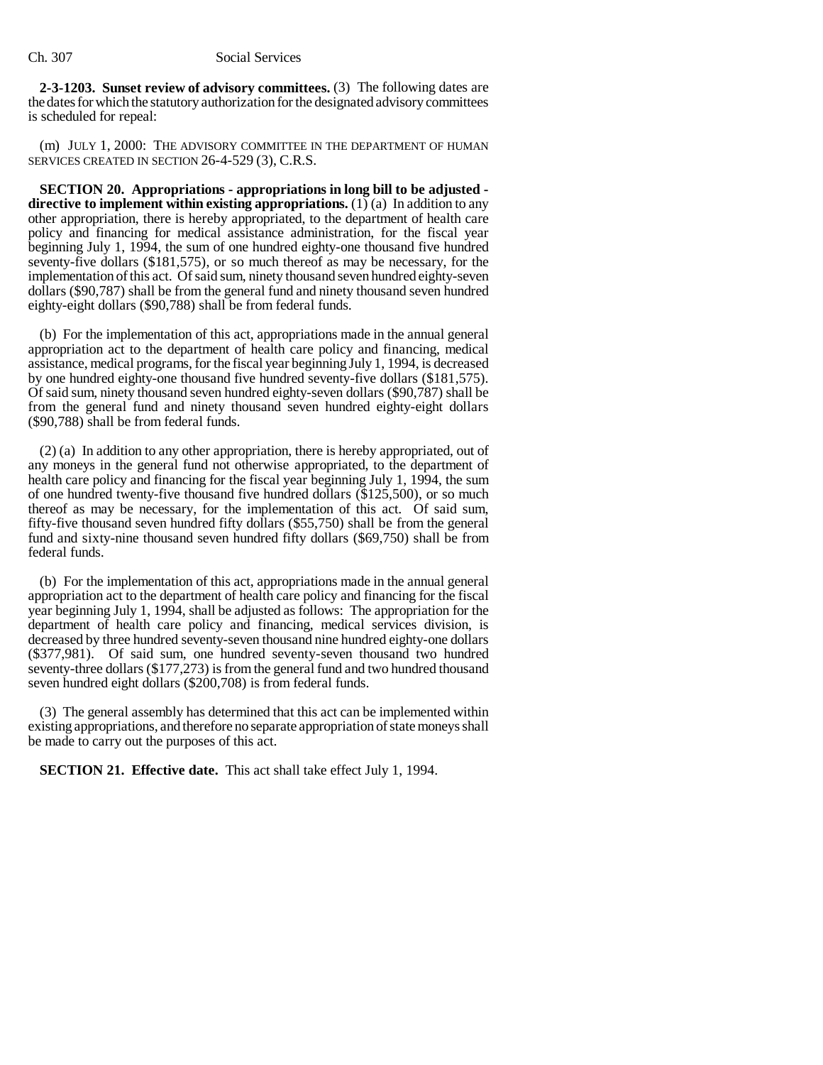**2-3-1203. Sunset review of advisory committees.** (3) The following dates are the dates for which the statutory authorization for the designated advisory committees is scheduled for repeal:

(m) JULY 1, 2000: THE ADVISORY COMMITTEE IN THE DEPARTMENT OF HUMAN SERVICES CREATED IN SECTION 26-4-529 (3), C.R.S.

**SECTION 20. Appropriations - appropriations in long bill to be adjusted - directive to implement within existing appropriations.** (1) (a) In addition to any other appropriation, there is hereby appropriated, to the department of health care policy and financing for medical assistance administration, for the fiscal year beginning July 1, 1994, the sum of one hundred eighty-one thousand five hundred seventy-five dollars ($181,575), or so much thereof as may be necessary, for the implementation of this act. Of said sum, ninety thousand seven hundred eighty-seven dollars ($90,787) shall be from the general fund and ninety thousand seven hundred eighty-eight dollars ($90,788) shall be from federal funds.

(b) For the implementation of this act, appropriations made in the annual general appropriation act to the department of health care policy and financing, medical assistance, medical programs, for the fiscal year beginning July 1, 1994, is decreased by one hundred eighty-one thousand five hundred seventy-five dollars ($181,575). Of said sum, ninety thousand seven hundred eighty-seven dollars ($90,787) shall be from the general fund and ninety thousand seven hundred eighty-eight dollars ($90,788) shall be from federal funds.

(2) (a) In addition to any other appropriation, there is hereby appropriated, out of any moneys in the general fund not otherwise appropriated, to the department of health care policy and financing for the fiscal year beginning July 1, 1994, the sum of one hundred twenty-five thousand five hundred dollars ($125,500), or so much thereof as may be necessary, for the implementation of this act. Of said sum, fifty-five thousand seven hundred fifty dollars ($55,750) shall be from the general fund and sixty-nine thousand seven hundred fifty dollars ($69,750) shall be from federal funds.

(b) For the implementation of this act, appropriations made in the annual general appropriation act to the department of health care policy and financing for the fiscal year beginning July 1, 1994, shall be adjusted as follows: The appropriation for the department of health care policy and financing, medical services division, is decreased by three hundred seventy-seven thousand nine hundred eighty-one dollars ($377,981). Of said sum, one hundred seventy-seven thousand two hundred seventy-three dollars ($177,273) is from the general fund and two hundred thousand seven hundred eight dollars ($200,708) is from federal funds.

(3) The general assembly has determined that this act can be implemented within existing appropriations, and therefore no separate appropriation of state moneys shall be made to carry out the purposes of this act.

**SECTION 21. Effective date.** This act shall take effect July 1, 1994.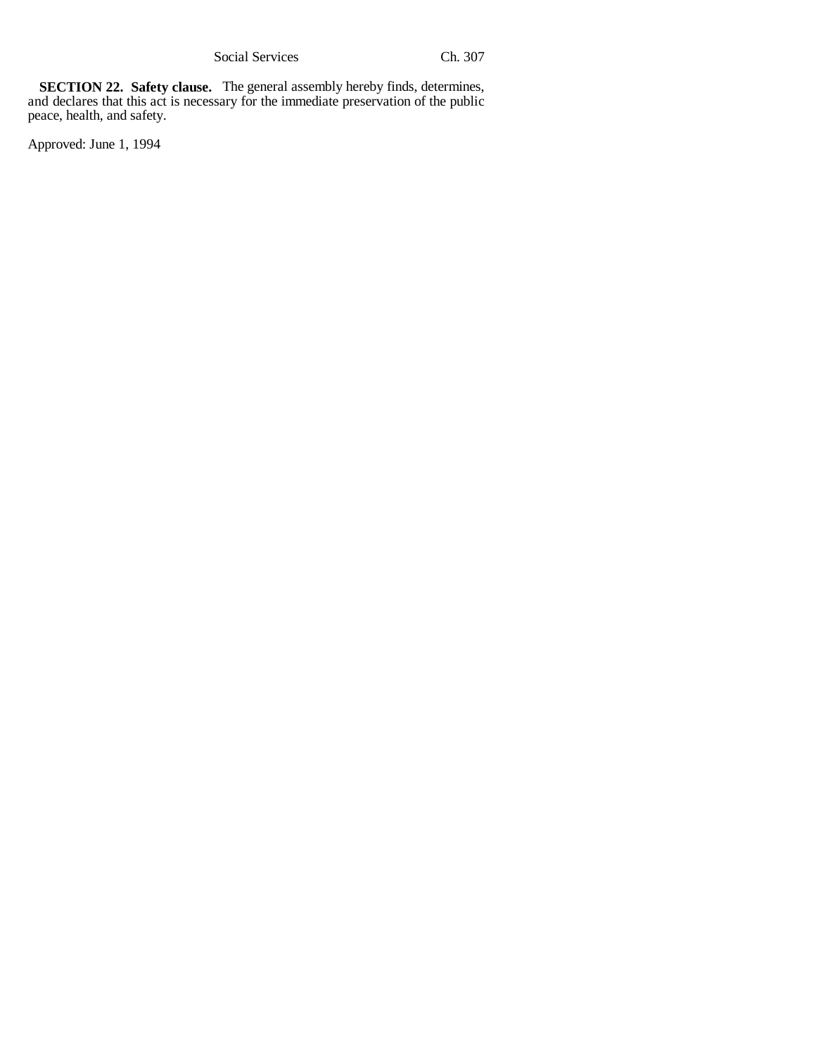**SECTION 22. Safety clause.** The general assembly hereby finds, determines, and declares that this act is necessary for the immediate preservation of the public peace, health, and safety.

Approved: June 1, 1994